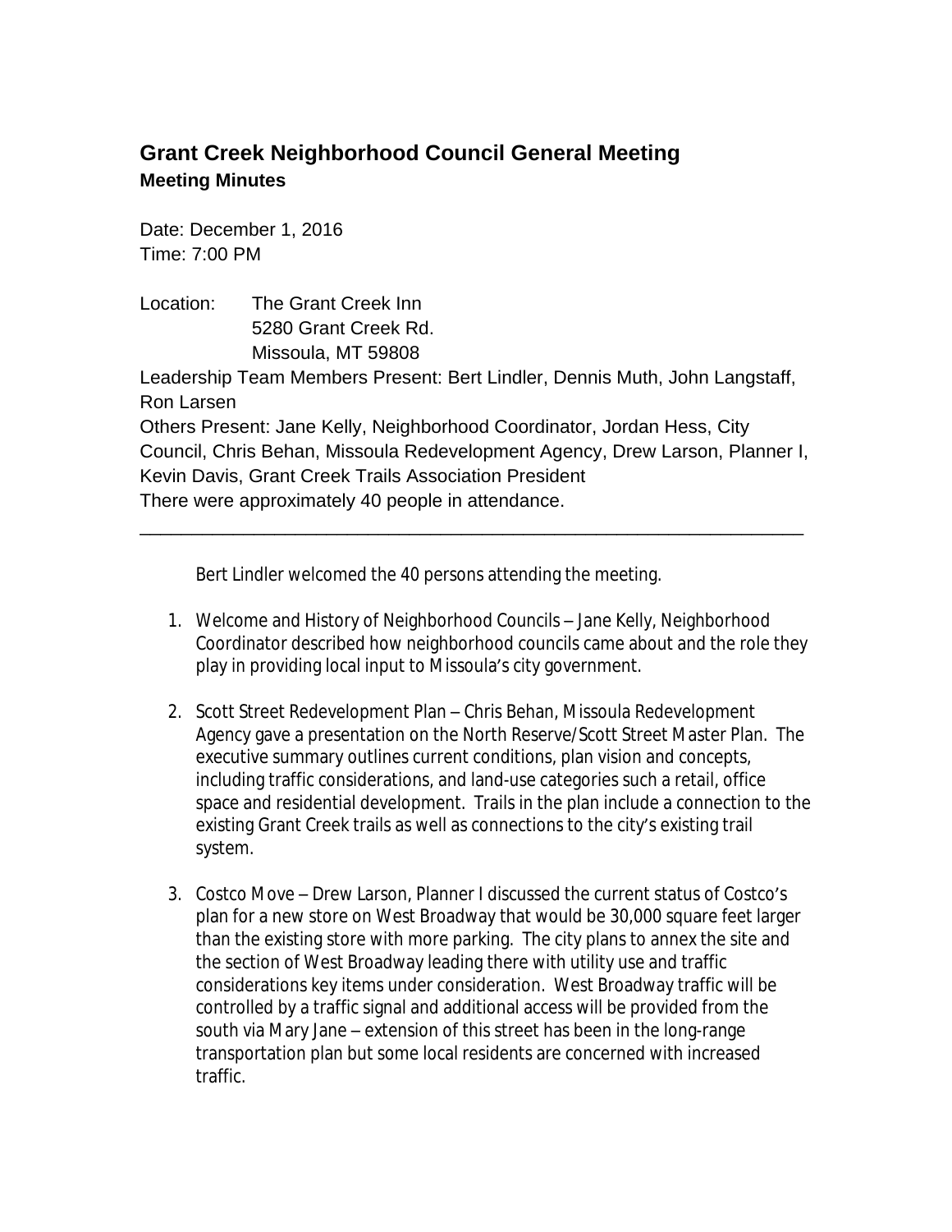# Grant Creek Neighborhood Council General Meeting

## Meeting Minutes

Date: December 1, 2016
Time: 7:00 PM

Location: The Grant Creek Inn
5280 Grant Creek Rd.
Missoula, MT 59808

Leadership Team Members Present: Bert Lindler, Dennis Muth, John Langstaff, Ron Larsen

Others Present: Jane Kelly, Neighborhood Coordinator, Jordan Hess, City Council, Chris Behan, Missoula Redevelopment Agency, Drew Larson, Planner I, Kevin Davis, Grant Creek Trails Association President

There were approximately 40 people in attendance.

---

Bert Lindler welcomed the 40 persons attending the meeting.

1. Welcome and History of Neighborhood Councils – Jane Kelly, Neighborhood Coordinator described how neighborhood councils came about and the role they play in providing local input to Missoula's city government.

2. Scott Street Redevelopment Plan – Chris Behan, Missoula Redevelopment Agency gave a presentation on the North Reserve/Scott Street Master Plan. The executive summary outlines current conditions, plan vision and concepts, including traffic considerations, and land-use categories such a retail, office space and residential development. Trails in the plan include a connection to the existing Grant Creek trails as well as connections to the city's existing trail system.

3. Costco Move – Drew Larson, Planner I discussed the current status of Costco's plan for a new store on West Broadway that would be 30,000 square feet larger than the existing store with more parking. The city plans to annex the site and the section of West Broadway leading there with utility use and traffic considerations key items under consideration. West Broadway traffic will be controlled by a traffic signal and additional access will be provided from the south via Mary Jane – extension of this street has been in the long-range transportation plan but some local residents are concerned with increased traffic.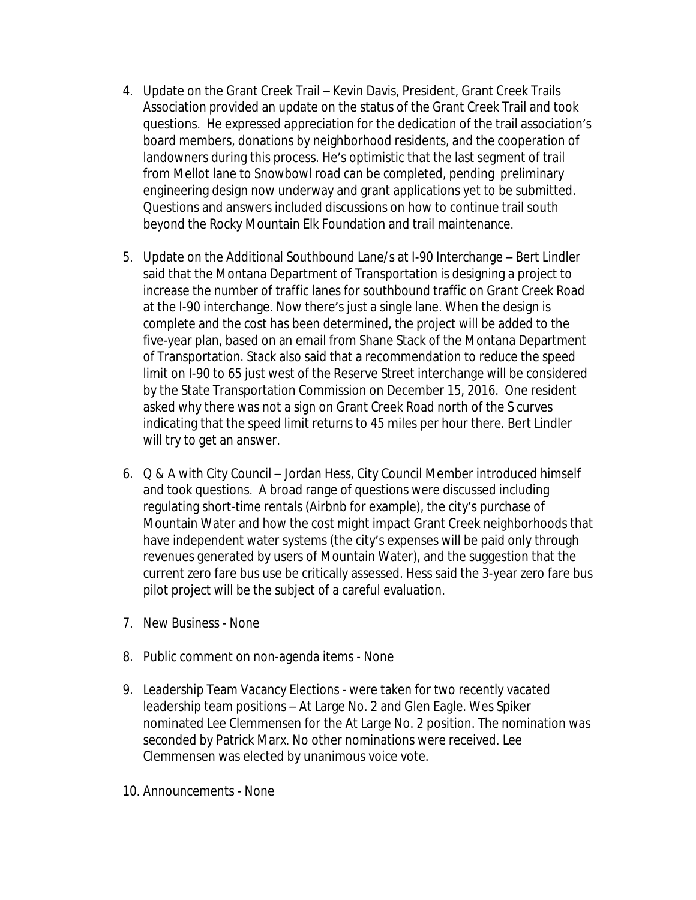4. Update on the Grant Creek Trail – Kevin Davis, President, Grant Creek Trails Association provided an update on the status of the Grant Creek Trail and took questions. He expressed appreciation for the dedication of the trail association's board members, donations by neighborhood residents, and the cooperation of landowners during this process. He's optimistic that the last segment of trail from Mellot lane to Snowbowl road can be completed, pending preliminary engineering design now underway and grant applications yet to be submitted. Questions and answers included discussions on how to continue trail south beyond the Rocky Mountain Elk Foundation and trail maintenance.

5. Update on the Additional Southbound Lane/s at I-90 Interchange – Bert Lindler said that the Montana Department of Transportation is designing a project to increase the number of traffic lanes for southbound traffic on Grant Creek Road at the I-90 interchange. Now there's just a single lane. When the design is complete and the cost has been determined, the project will be added to the five-year plan, based on an email from Shane Stack of the Montana Department of Transportation. Stack also said that a recommendation to reduce the speed limit on I-90 to 65 just west of the Reserve Street interchange will be considered by the State Transportation Commission on December 15, 2016. One resident asked why there was not a sign on Grant Creek Road north of the S curves indicating that the speed limit returns to 45 miles per hour there. Bert Lindler will try to get an answer.

6. Q & A with City Council – Jordan Hess, City Council Member introduced himself and took questions. A broad range of questions were discussed including regulating short-time rentals (Airbnb for example), the city's purchase of Mountain Water and how the cost might impact Grant Creek neighborhoods that have independent water systems (the city's expenses will be paid only through revenues generated by users of Mountain Water), and the suggestion that the current zero fare bus use be critically assessed. Hess said the 3-year zero fare bus pilot project will be the subject of a careful evaluation.

7. New Business - None

8. Public comment on non-agenda items - None

9. Leadership Team Vacancy Elections - were taken for two recently vacated leadership team positions – At Large No. 2 and Glen Eagle. Wes Spiker nominated Lee Clemmensen for the At Large No. 2 position. The nomination was seconded by Patrick Marx. No other nominations were received. Lee Clemmensen was elected by unanimous voice vote.

10. Announcements - None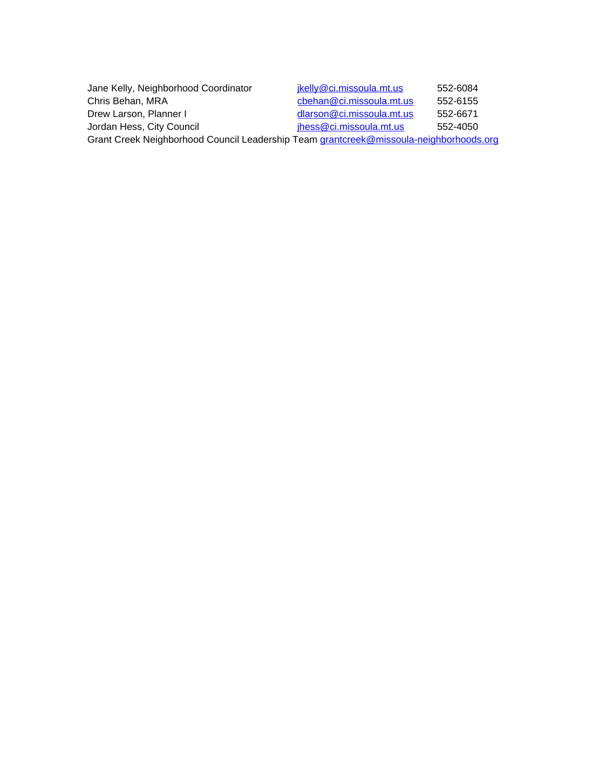| | | |
|---|---|---|
| Jane Kelly, Neighborhood Coordinator | jkelly@ci.missoula.mt.us | 552-6084 |
| Chris Behan, MRA | cbehan@ci.missoula.mt.us | 552-6155 |
| Drew Larson, Planner I | dlarson@ci.missoula.mt.us | 552-6671 |
| Jordan Hess, City Council | jhess@ci.missoula.mt.us | 552-4050 |

Grant Creek Neighborhood Council Leadership Team grantcreek@missoula-neighborhoods.org